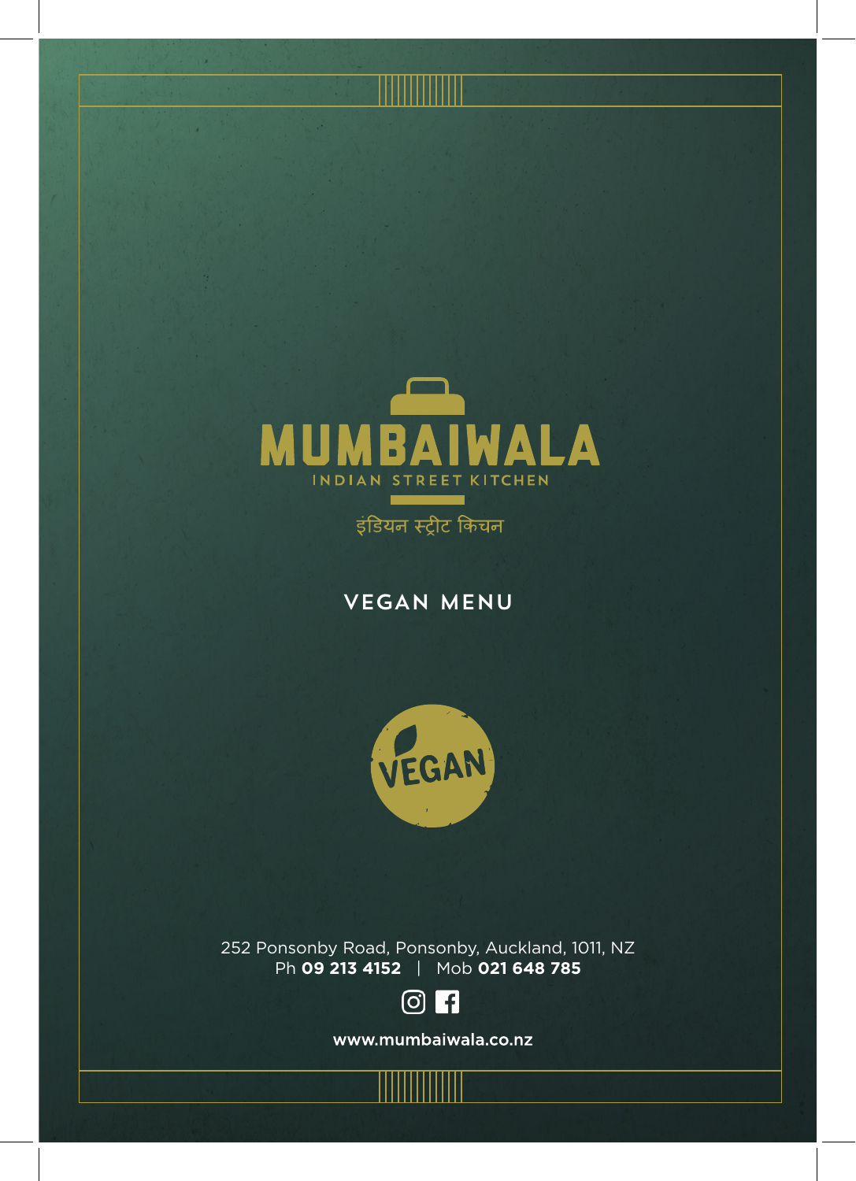# MUMBAIWALA

INDIAN STREET KITCHEN

इंडियन स्ट्रीट किचन

## VEGAN MENU

VEGAN

252 Ponsonby Road, Ponsonby, Auckland, 1011, NZ
Ph **09 213 4152** | Mob **021 648 785**

**www.mumbaiwala.co.nz**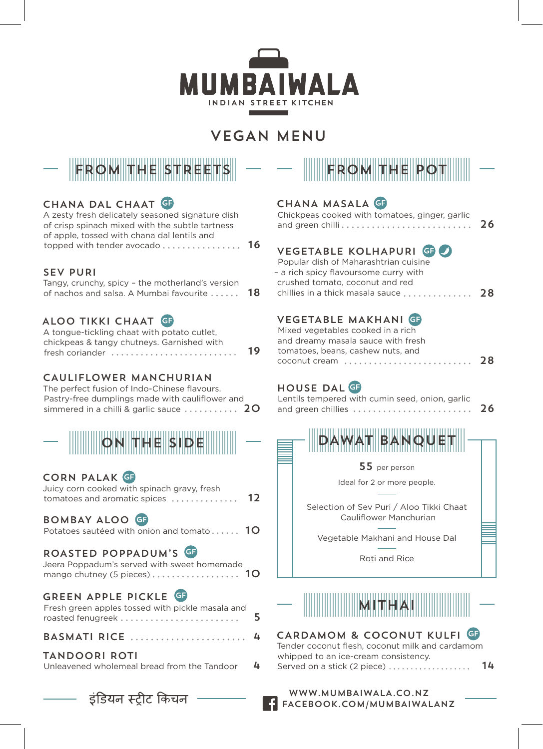# MUMBAIWALA

INDIAN STREET KITCHEN

## VEGAN MENU

## FROM THE STREETS

### CHANA DAL CHAAT (GF)

A zesty fresh delicately seasoned signature dish of crisp spinach mixed with the subtle tartness of apple, tossed with chana dal lentils and topped with tender avocado ................ 16

### SEV PURI

Tangy, crunchy, spicy – the motherland's version of nachos and salsa. A Mumbai favourite ...... 18

### ALOO TIKKI CHAAT (GF)

A tongue-tickling chaat with potato cutlet, chickpeas & tangy chutneys. Garnished with fresh coriander .......................... 19

### CAULIFLOWER MANCHURIAN

The perfect fusion of Indo-Chinese flavours. Pastry-free dumplings made with cauliflower and simmered in a chilli & garlic sauce ........... 20

## ON THE SIDE

### CORN PALAK (GF)

Juicy corn cooked with spinach gravy, fresh tomatoes and aromatic spices .............. 12

### BOMBAY ALOO (GF)

Potatoes sautéed with onion and tomato...... 10

### ROASTED POPPADUM'S (GF)

Jeera Poppadum's served with sweet homemade mango chutney (5 pieces).................. 10

### GREEN APPLE PICKLE (GF)

Fresh green apples tossed with pickle masala and roasted fenugreek ........................ 5

### BASMATI RICE ....................... 4

### TANDOORI ROTI

Unleavened wholemeal bread from the Tandoor 4

## FROM THE POT

### CHANA MASALA (GF)

Chickpeas cooked with tomatoes, ginger, garlic and green chilli .......................... 26

### VEGETABLE KOLHAPURI (GF) (Spicy)

Popular dish of Maharashtrian cuisine – a rich spicy flavoursome curry with crushed tomato, coconut and red chillies in a thick masala sauce .............. 28

### VEGETABLE MAKHANI (GF)

Mixed vegetables cooked in a rich and dreamy masala sauce with fresh tomatoes, beans, cashew nuts, and coconut cream .......................... 28

### HOUSE DAL (GF)

Lentils tempered with cumin seed, onion, garlic and green chillies ........................ 26

## DAWAT BANQUET

**55** per person

Ideal for 2 or more people.

Selection of Sev Puri / Aloo Tikki Chaat
Cauliflower Manchurian

Vegetable Makhani and House Dal

Roti and Rice

## MITHAI

### CARDAMOM & COCONUT KULFI (GF)

Tender coconut flesh, coconut milk and cardamom whipped to an ice-cream consistency. Served on a stick (2 piece) .................. 14

इंडियन स्ट्रीट किचन

WWW.MUMBAIWALA.CO.NZ
FACEBOOK.COM/MUMBAIWALANZ